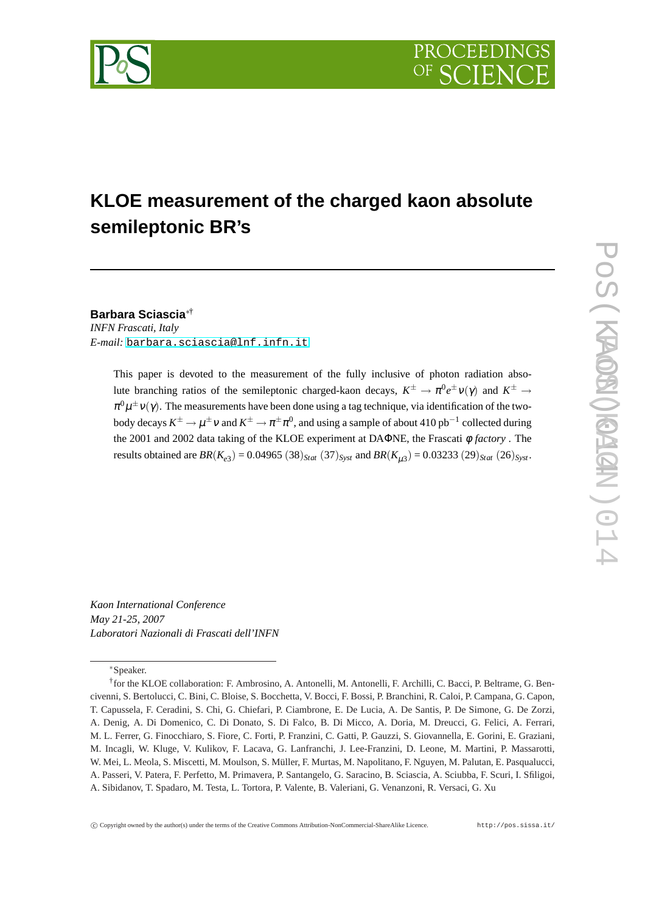# KLOE measurement of the charged kaon absolute semileptonic BR's

**Barbara Sciascia**[*][†]

*INFN Frascati, Italy*

*E-mail:* barbara.sciascia@lnf.infn.it

This paper is devoted to the measurement of the fully inclusive of photon radiation absolute branching ratios of the semileptonic charged-kaon decays, $K^{\pm} \to \pi^0 e^{\pm} \nu(\gamma)$ and $K^{\pm} \to \pi^0 \mu^{\pm} \nu(\gamma)$. The measurements have been done using a tag technique, via identification of the two-body decays $K^{\pm} \to \mu^{\pm} \nu$ and $K^{\pm} \to \pi^{\pm} \pi^0$, and using a sample of about 410 pb$^{-1}$ collected during the 2001 and 2002 data taking of the KLOE experiment at DA$\Phi$NE, the Frascati $\phi$ *factory* . The results obtained are $BR(K_{e3})$ = 0.04965 $(38)_{Stat}$ $(37)_{Syst}$ and $BR(K_{\mu3})$ = 0.03233 $(29)_{Stat}$ $(26)_{Syst}$.

*Kaon International Conference*
*May 21-25, 2007*
*Laboratori Nazionali di Frascati dell'INFN*

---

[*]Speaker.

[†]for the KLOE collaboration: F. Ambrosino, A. Antonelli, M. Antonelli, F. Archilli, C. Bacci, P. Beltrame, G. Bencivenni, S. Bertolucci, C. Bini, C. Bloise, S. Bocchetta, V. Bocci, F. Bossi, P. Branchini, R. Caloi, P. Campana, G. Capon, T. Capussela, F. Ceradini, S. Chi, G. Chiefari, P. Ciambrone, E. De Lucia, A. De Santis, P. De Simone, G. De Zorzi, A. Denig, A. Di Domenico, C. Di Donato, S. Di Falco, B. Di Micco, A. Doria, M. Dreucci, G. Felici, A. Ferrari, M. L. Ferrer, G. Finocchiaro, S. Fiore, C. Forti, P. Franzini, C. Gatti, P. Gauzzi, S. Giovannella, E. Gorini, E. Graziani, M. Incagli, W. Kluge, V. Kulikov, F. Lacava, G. Lanfranchi, J. Lee-Franzini, D. Leone, M. Martini, P. Massarotti, W. Mei, L. Meola, S. Miscetti, M. Moulson, S. Müller, F. Murtas, M. Napolitano, F. Nguyen, M. Palutan, E. Pasqualucci, A. Passeri, V. Patera, F. Perfetto, M. Primavera, P. Santangelo, G. Saracino, B. Sciascia, A. Sciubba, F. Scuri, I. Sfiligoi, A. Sibidanov, T. Spadaro, M. Testa, L. Tortora, P. Valente, B. Valeriani, G. Venanzoni, R. Versaci, G. Xu

© Copyright owned by the author(s) under the terms of the Creative Commons Attribution-NonCommercial-ShareAlike Licence. http://pos.sissa.it/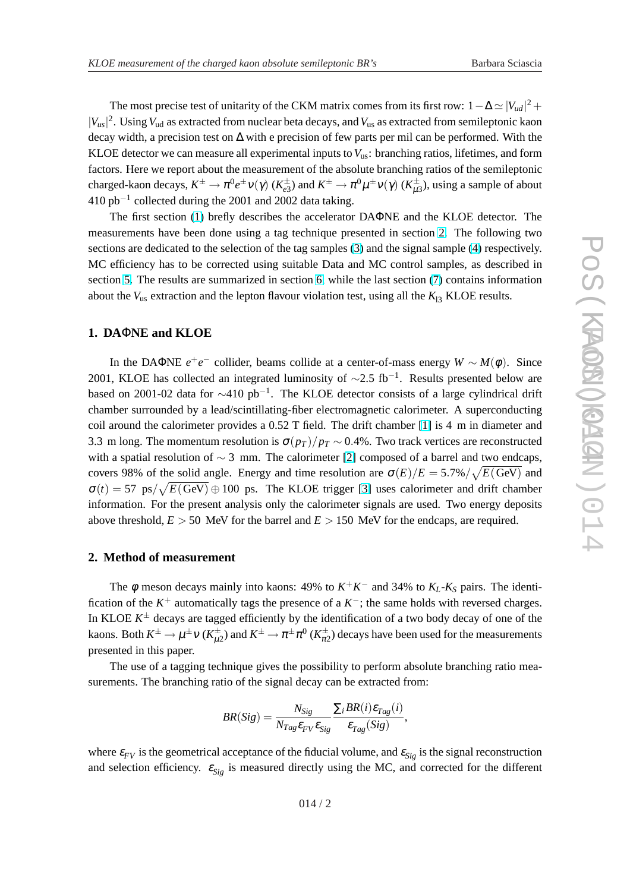The most precise test of unitarity of the CKM matrix comes from its first row: $1-\Delta \simeq |V_{ud}|^2 + |V_{us}|^2$. Using $V_{\rm ud}$ as extracted from nuclear beta decays, and $V_{\rm us}$ as extracted from semileptonic kaon decay width, a precision test on $\Delta$ with e precision of few parts per mil can be performed. With the KLOE detector we can measure all experimental inputs to $V_{\rm us}$: branching ratios, lifetimes, and form factors. Here we report about the measurement of the absolute branching ratios of the semileptonic charged-kaon decays, $K^\pm \to \pi^0 e^\pm \nu(\gamma)$ ($K^\pm_{e3}$) and $K^\pm \to \pi^0 \mu^\pm \nu(\gamma)$ ($K^\pm_{\mu 3}$), using a sample of about 410 pb$^{-1}$ collected during the 2001 and 2002 data taking.

The first section (1) brefly describes the accelerator DAΦNE and the KLOE detector. The measurements have been done using a tag technique presented in section 2. The following two sections are dedicated to the selection of the tag samples (3) and the signal sample (4) respectively. MC efficiency has to be corrected using suitable Data and MC control samples, as described in section 5. The results are summarized in section 6, while the last section (7) contains information about the $V_{\rm us}$ extraction and the lepton flavour violation test, using all the $K_{\rm l3}$ KLOE results.

## 1. DAΦNE and KLOE

In the DAΦNE $e^+e^-$ collider, beams collide at a center-of-mass energy $W \sim M(\phi)$. Since 2001, KLOE has collected an integrated luminosity of $\sim$2.5 fb$^{-1}$. Results presented below are based on 2001-02 data for $\sim$410 pb$^{-1}$. The KLOE detector consists of a large cylindrical drift chamber surrounded by a lead/scintillating-fiber electromagnetic calorimeter. A superconducting coil around the calorimeter provides a 0.52 T field. The drift chamber [1] is 4 m in diameter and 3.3 m long. The momentum resolution is $\sigma(p_T)/p_T \sim 0.4\%$. Two track vertices are reconstructed with a spatial resolution of $\sim$ 3 mm. The calorimeter [2] composed of a barrel and two endcaps, covers 98% of the solid angle. Energy and time resolution are $\sigma(E)/E = 5.7\%/\sqrt{E(\rm GeV)}$ and $\sigma(t) = 57\ \text{ps}/\sqrt{E(\rm GeV)} \oplus 100$ ps. The KLOE trigger [3] uses calorimeter and drift chamber information. For the present analysis only the calorimeter signals are used. Two energy deposits above threshold, $E > 50$ MeV for the barrel and $E > 150$ MeV for the endcaps, are required.

## 2. Method of measurement

The $\phi$ meson decays mainly into kaons: 49% to $K^+K^-$ and 34% to $K_L$-$K_S$ pairs. The identification of the $K^+$ automatically tags the presence of a $K^-$; the same holds with reversed charges. In KLOE $K^\pm$ decays are tagged efficiently by the identification of a two body decay of one of the kaons. Both $K^\pm \to \mu^\pm \nu$ ($K^\pm_{\mu 2}$) and $K^\pm \to \pi^\pm \pi^0$ ($K^\pm_{\pi 2}$) decays have been used for the measurements presented in this paper.

The use of a tagging technique gives the possibility to perform absolute branching ratio measurements. The branching ratio of the signal decay can be extracted from:

$$BR(Sig) = \frac{N_{Sig}}{N_{Tag}\epsilon_{FV}\epsilon_{Sig}} \frac{\sum_i BR(i)\epsilon_{Tag}(i)}{\epsilon_{Tag}(Sig)},$$

where $\epsilon_{FV}$ is the geometrical acceptance of the fiducial volume, and $\epsilon_{Sig}$ is the signal reconstruction and selection efficiency. $\epsilon_{Sig}$ is measured directly using the MC, and corrected for the different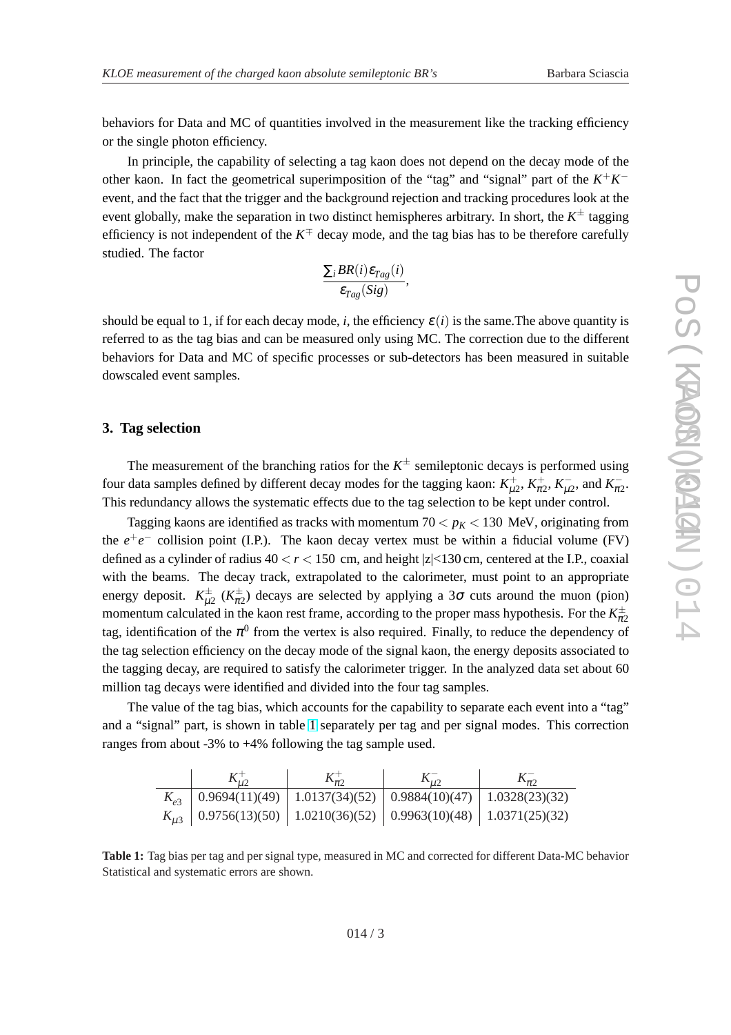behaviors for Data and MC of quantities involved in the measurement like the tracking efficiency or the single photon efficiency.

In principle, the capability of selecting a tag kaon does not depend on the decay mode of the other kaon. In fact the geometrical superimposition of the "tag" and "signal" part of the $K^+K^-$ event, and the fact that the trigger and the background rejection and tracking procedures look at the event globally, make the separation in two distinct hemispheres arbitrary. In short, the $K^\pm$ tagging efficiency is not independent of the $K^\mp$ decay mode, and the tag bias has to be therefore carefully studied. The factor

$$\frac{\sum_i BR(i)\varepsilon_{Tag}(i)}{\varepsilon_{Tag}(Sig)},$$

should be equal to 1, if for each decay mode, $i$, the efficiency $\varepsilon(i)$ is the same.The above quantity is referred to as the tag bias and can be measured only using MC. The correction due to the different behaviors for Data and MC of specific processes or sub-detectors has been measured in suitable dowscaled event samples.

## 3. Tag selection

The measurement of the branching ratios for the $K^\pm$ semileptonic decays is performed using four data samples defined by different decay modes for the tagging kaon: $K^+_{\mu2}$, $K^+_{\pi2}$, $K^-_{\mu2}$, and $K^-_{\pi2}$. This redundancy allows the systematic effects due to the tag selection to be kept under control.

Tagging kaons are identified as tracks with momentum $70 < p_K < 130$ MeV, originating from the $e^+e^-$ collision point (I.P.). The kaon decay vertex must be within a fiducial volume (FV) defined as a cylinder of radius $40 < r < 150$ cm, and height $|z|<130$ cm, centered at the I.P., coaxial with the beams. The decay track, extrapolated to the calorimeter, must point to an appropriate energy deposit. $K^\pm_{\mu2}$ ($K^\pm_{\pi2}$) decays are selected by applying a $3\sigma$ cuts around the muon (pion) momentum calculated in the kaon rest frame, according to the proper mass hypothesis. For the $K^\pm_{\pi2}$ tag, identification of the $\pi^0$ from the vertex is also required. Finally, to reduce the dependency of the tag selection efficiency on the decay mode of the signal kaon, the energy deposits associated to the tagging decay, are required to satisfy the calorimeter trigger. In the analyzed data set about 60 million tag decays were identified and divided into the four tag samples.

The value of the tag bias, which accounts for the capability to separate each event into a "tag" and a "signal" part, is shown in table 1 separately per tag and per signal modes. This correction ranges from about -3% to +4% following the tag sample used.

| | $K^+_{\mu2}$ | $K^+_{\pi2}$ | $K^-_{\mu2}$ | $K^-_{\pi2}$ |
|---|---|---|---|---|
| $K_{e3}$ | 0.9694(11)(49) | 1.0137(34)(52) | 0.9884(10)(47) | 1.0328(23)(32) |
| $K_{\mu3}$ | 0.9756(13)(50) | 1.0210(36)(52) | 0.9963(10)(48) | 1.0371(25)(32) |

**Table 1:** Tag bias per tag and per signal type, measured in MC and corrected for different Data-MC behavior Statistical and systematic errors are shown.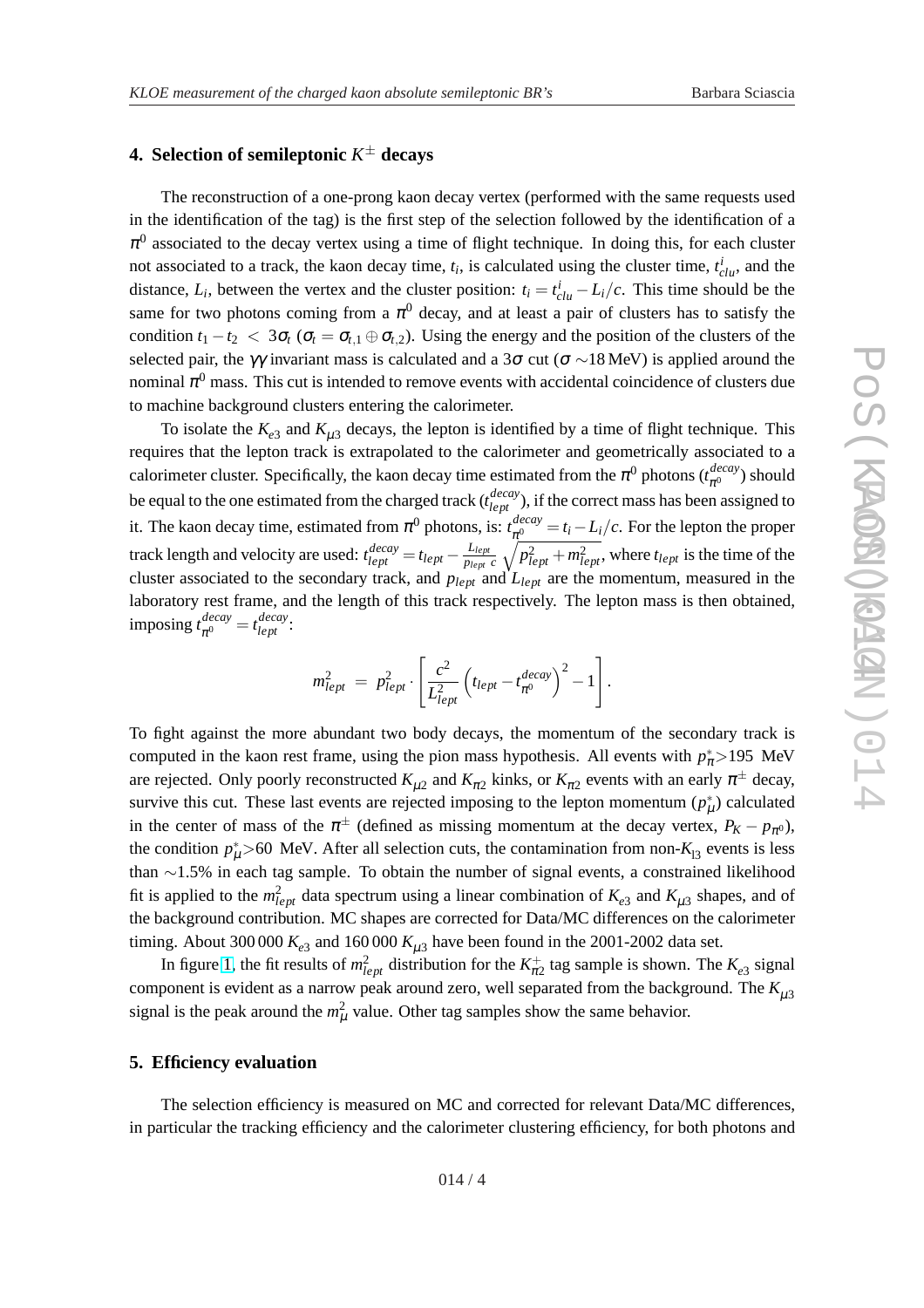## 4. Selection of semileptonic $K^{\pm}$ decays

The reconstruction of a one-prong kaon decay vertex (performed with the same requests used in the identification of the tag) is the first step of the selection followed by the identification of a $\pi^0$ associated to the decay vertex using a time of flight technique. In doing this, for each cluster not associated to a track, the kaon decay time, $t_i$, is calculated using the cluster time, $t^i_{clu}$, and the distance, $L_i$, between the vertex and the cluster position: $t_i = t^i_{clu} - L_i/c$. This time should be the same for two photons coming from a $\pi^0$ decay, and at least a pair of clusters has to satisfy the condition $t_1 - t_2 < 3\sigma_t$ ($\sigma_t = \sigma_{t,1} \oplus \sigma_{t,2}$). Using the energy and the position of the clusters of the selected pair, the $\gamma\gamma$ invariant mass is calculated and a $3\sigma$ cut ($\sigma \sim$18 MeV) is applied around the nominal $\pi^0$ mass. This cut is intended to remove events with accidental coincidence of clusters due to machine background clusters entering the calorimeter.

To isolate the $K_{e3}$ and $K_{\mu 3}$ decays, the lepton is identified by a time of flight technique. This requires that the lepton track is extrapolated to the calorimeter and geometrically associated to a calorimeter cluster. Specifically, the kaon decay time estimated from the $\pi^0$ photons ($t^{decay}_{\pi^0}$) should be equal to the one estimated from the charged track ($t^{decay}_{lept}$), if the correct mass has been assigned to it. The kaon decay time, estimated from $\pi^0$ photons, is: $t^{decay}_{\pi^0} = t_i - L_i/c$. For the lepton the proper track length and velocity are used: $t^{decay}_{lept} = t_{lept} - \frac{L_{lept}}{p_{lept}\, c}\sqrt{p^2_{lept} + m^2_{lept}}$, where $t_{lept}$ is the time of the cluster associated to the secondary track, and $p_{lept}$ and $L_{lept}$ are the momentum, measured in the laboratory rest frame, and the length of this track respectively. The lepton mass is then obtained, imposing $t^{decay}_{\pi^0} = t^{decay}_{lept}$:

$$m^2_{lept} = p^2_{lept} \cdot \left[ \frac{c^2}{L^2_{lept}} \left( t_{lept} - t^{decay}_{\pi^0} \right)^2 - 1 \right].$$

To fight against the more abundant two body decays, the momentum of the secondary track is computed in the kaon rest frame, using the pion mass hypothesis. All events with $p^*_{\pi}>$195 MeV are rejected. Only poorly reconstructed $K_{\mu 2}$ and $K_{\pi 2}$ kinks, or $K_{\pi 2}$ events with an early $\pi^{\pm}$ decay, survive this cut. These last events are rejected imposing to the lepton momentum ($p^*_{\mu}$) calculated in the center of mass of the $\pi^{\pm}$ (defined as missing momentum at the decay vertex, $P_K - p_{\pi^0}$), the condition $p^*_{\mu}>$60 MeV. After all selection cuts, the contamination from non-$K_{l3}$ events is less than $\sim$1.5% in each tag sample. To obtain the number of signal events, a constrained likelihood fit is applied to the $m^2_{lept}$ data spectrum using a linear combination of $K_{e3}$ and $K_{\mu 3}$ shapes, and of the background contribution. MC shapes are corrected for Data/MC differences on the calorimeter timing. About 300 000 $K_{e3}$ and 160 000 $K_{\mu 3}$ have been found in the 2001-2002 data set.

In figure 1, the fit results of $m^2_{lept}$ distribution for the $K^+_{\pi 2}$ tag sample is shown. The $K_{e3}$ signal component is evident as a narrow peak around zero, well separated from the background. The $K_{\mu 3}$ signal is the peak around the $m^2_{\mu}$ value. Other tag samples show the same behavior.

## 5. Efficiency evaluation

The selection efficiency is measured on MC and corrected for relevant Data/MC differences, in particular the tracking efficiency and the calorimeter clustering efficiency, for both photons and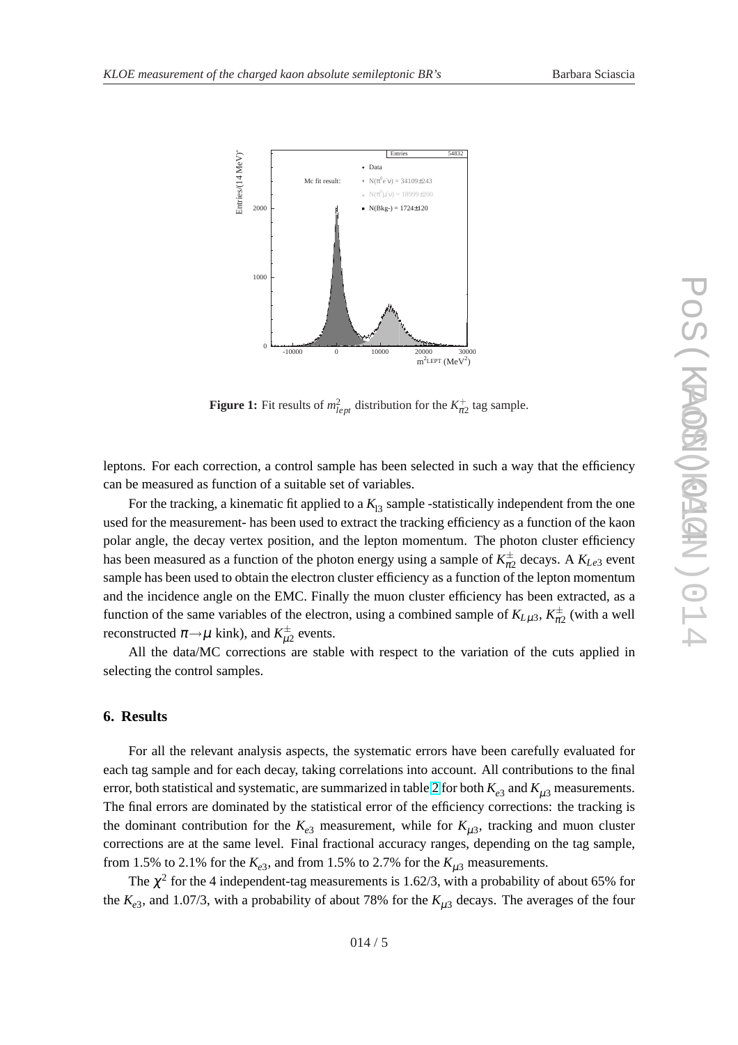**Figure 1:** Fit results of $m^2_{lept}$ distribution for the $K^+_{\pi 2}$ tag sample.

leptons. For each correction, a control sample has been selected in such a way that the efficiency can be measured as function of a suitable set of variables.

For the tracking, a kinematic fit applied to a $K_{l3}$ sample -statistically independent from the one used for the measurement- has been used to extract the tracking efficiency as a function of the kaon polar angle, the decay vertex position, and the lepton momentum. The photon cluster efficiency has been measured as a function of the photon energy using a sample of $K^{\pm}_{\pi 2}$ decays. A $K_{Le3}$ event sample has been used to obtain the electron cluster efficiency as a function of the lepton momentum and the incidence angle on the EMC. Finally the muon cluster efficiency has been extracted, as a function of the same variables of the electron, using a combined sample of $K_{L\mu 3}$, $K^{\pm}_{\pi 2}$ (with a well reconstructed $\pi \rightarrow \mu$ kink), and $K^{\pm}_{\mu 2}$ events.

All the data/MC corrections are stable with respect to the variation of the cuts applied in selecting the control samples.

## 6. Results

For all the relevant analysis aspects, the systematic errors have been carefully evaluated for each tag sample and for each decay, taking correlations into account. All contributions to the final error, both statistical and systematic, are summarized in table 2 for both $K_{e3}$ and $K_{\mu 3}$ measurements. The final errors are dominated by the statistical error of the efficiency corrections: the tracking is the dominant contribution for the $K_{e3}$ measurement, while for $K_{\mu 3}$, tracking and muon cluster corrections are at the same level. Final fractional accuracy ranges, depending on the tag sample, from 1.5% to 2.1% for the $K_{e3}$, and from 1.5% to 2.7% for the $K_{\mu 3}$ measurements.

The $\chi^2$ for the 4 independent-tag measurements is 1.62/3, with a probability of about 65% for the $K_{e3}$, and 1.07/3, with a probability of about 78% for the $K_{\mu 3}$ decays. The averages of the four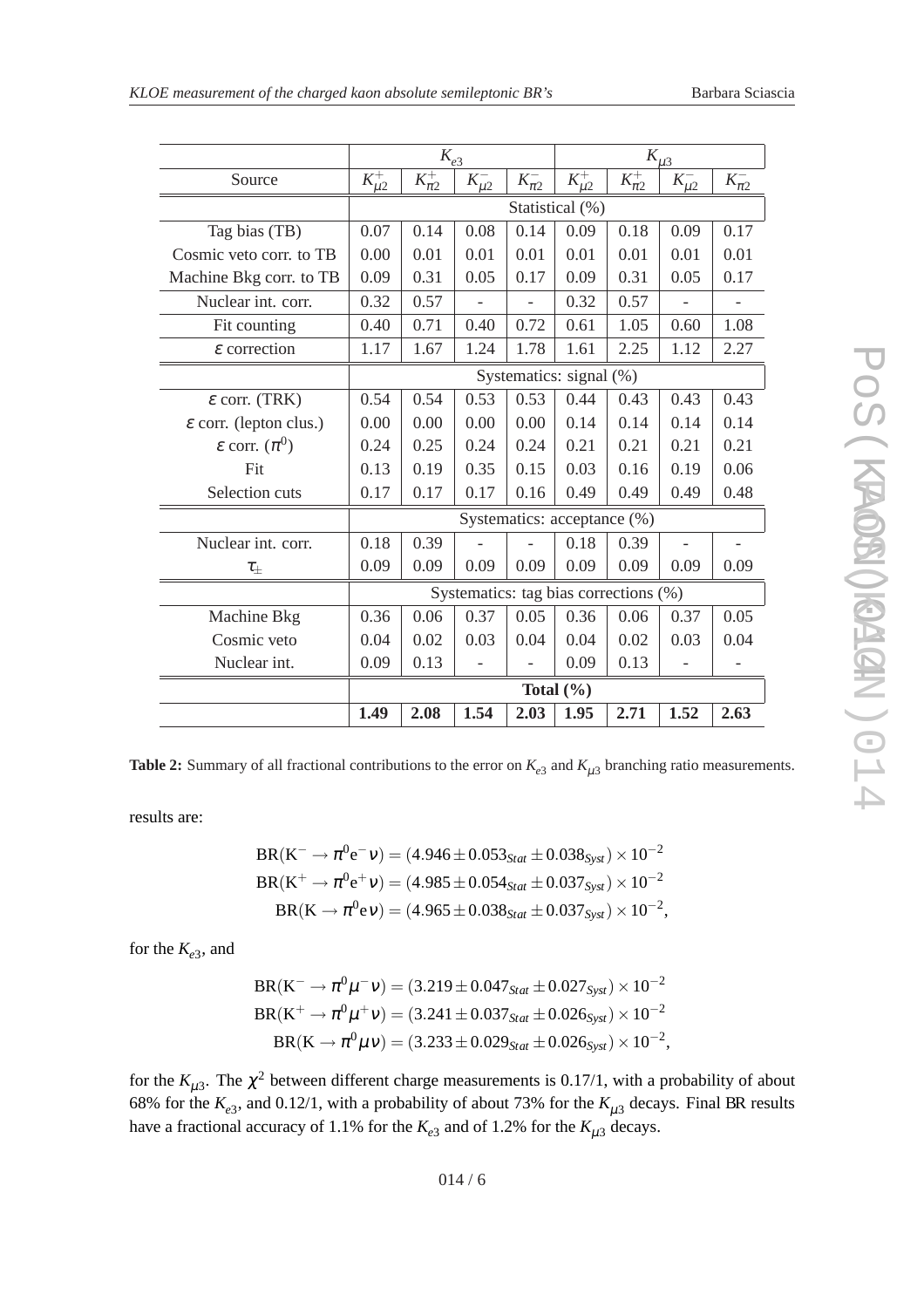| Source | $K_{e3}$ | | | | $K_{\mu 3}$ | | | |
|---|---|---|---|---|---|---|---|---|
| | $K^+_{\mu 2}$ | $K^+_{\pi 2}$ | $K^-_{\mu 2}$ | $K^-_{\pi 2}$ | $K^+_{\mu 2}$ | $K^+_{\pi 2}$ | $K^-_{\mu 2}$ | $K^-_{\pi 2}$ |
| | Statistical (%) | | | | | | | |
| Tag bias (TB) | 0.07 | 0.14 | 0.08 | 0.14 | 0.09 | 0.18 | 0.09 | 0.17 |
| Cosmic veto corr. to TB | 0.00 | 0.01 | 0.01 | 0.01 | 0.01 | 0.01 | 0.01 | 0.01 |
| Machine Bkg corr. to TB | 0.09 | 0.31 | 0.05 | 0.17 | 0.09 | 0.31 | 0.05 | 0.17 |
| Nuclear int. corr. | 0.32 | 0.57 | - | - | 0.32 | 0.57 | - | - |
| Fit counting | 0.40 | 0.71 | 0.40 | 0.72 | 0.61 | 1.05 | 0.60 | 1.08 |
| $\varepsilon$ correction | 1.17 | 1.67 | 1.24 | 1.78 | 1.61 | 2.25 | 1.12 | 2.27 |
| | Systematics: signal (%) | | | | | | | |
| $\varepsilon$ corr. (TRK) | 0.54 | 0.54 | 0.53 | 0.53 | 0.44 | 0.43 | 0.43 | 0.43 |
| $\varepsilon$ corr. (lepton clus.) | 0.00 | 0.00 | 0.00 | 0.00 | 0.14 | 0.14 | 0.14 | 0.14 |
| $\varepsilon$ corr. ($\pi^0$) | 0.24 | 0.25 | 0.24 | 0.24 | 0.21 | 0.21 | 0.21 | 0.21 |
| Fit | 0.13 | 0.19 | 0.35 | 0.15 | 0.03 | 0.16 | 0.19 | 0.06 |
| Selection cuts | 0.17 | 0.17 | 0.17 | 0.16 | 0.49 | 0.49 | 0.49 | 0.48 |
| | Systematics: acceptance (%) | | | | | | | |
| Nuclear int. corr. | 0.18 | 0.39 | - | - | 0.18 | 0.39 | - | - |
| $\tau_\pm$ | 0.09 | 0.09 | 0.09 | 0.09 | 0.09 | 0.09 | 0.09 | 0.09 |
| | Systematics: tag bias corrections (%) | | | | | | | |
| Machine Bkg | 0.36 | 0.06 | 0.37 | 0.05 | 0.36 | 0.06 | 0.37 | 0.05 |
| Cosmic veto | 0.04 | 0.02 | 0.03 | 0.04 | 0.04 | 0.02 | 0.03 | 0.04 |
| Nuclear int. | 0.09 | 0.13 | - | - | 0.09 | 0.13 | - | - |
| | **Total (%)** | | | | | | | |
| | **1.49** | **2.08** | **1.54** | **2.03** | **1.95** | **2.71** | **1.52** | **2.63** |

**Table 2:** Summary of all fractional contributions to the error on $K_{e3}$ and $K_{\mu 3}$ branching ratio measurements.

results are:

$$\mathrm{BR}(\mathrm{K}^- \to \pi^0 \mathrm{e}^- \nu) = (4.946 \pm 0.053_{Stat} \pm 0.038_{Syst}) \times 10^{-2}$$
$$\mathrm{BR}(\mathrm{K}^+ \to \pi^0 \mathrm{e}^+ \nu) = (4.985 \pm 0.054_{Stat} \pm 0.037_{Syst}) \times 10^{-2}$$
$$\mathrm{BR}(\mathrm{K} \to \pi^0 \mathrm{e} \nu) = (4.965 \pm 0.038_{Stat} \pm 0.037_{Syst}) \times 10^{-2},$$

for the $K_{e3}$, and

$$\mathrm{BR}(\mathrm{K}^- \to \pi^0 \mu^- \nu) = (3.219 \pm 0.047_{Stat} \pm 0.027_{Syst}) \times 10^{-2}$$
$$\mathrm{BR}(\mathrm{K}^+ \to \pi^0 \mu^+ \nu) = (3.241 \pm 0.037_{Stat} \pm 0.026_{Syst}) \times 10^{-2}$$
$$\mathrm{BR}(\mathrm{K} \to \pi^0 \mu \nu) = (3.233 \pm 0.029_{Stat} \pm 0.026_{Syst}) \times 10^{-2},$$

for the $K_{\mu 3}$. The $\chi^2$ between different charge measurements is 0.17/1, with a probability of about 68% for the $K_{e3}$, and 0.12/1, with a probability of about 73% for the $K_{\mu 3}$ decays. Final BR results have a fractional accuracy of 1.1% for the $K_{e3}$ and of 1.2% for the $K_{\mu 3}$ decays.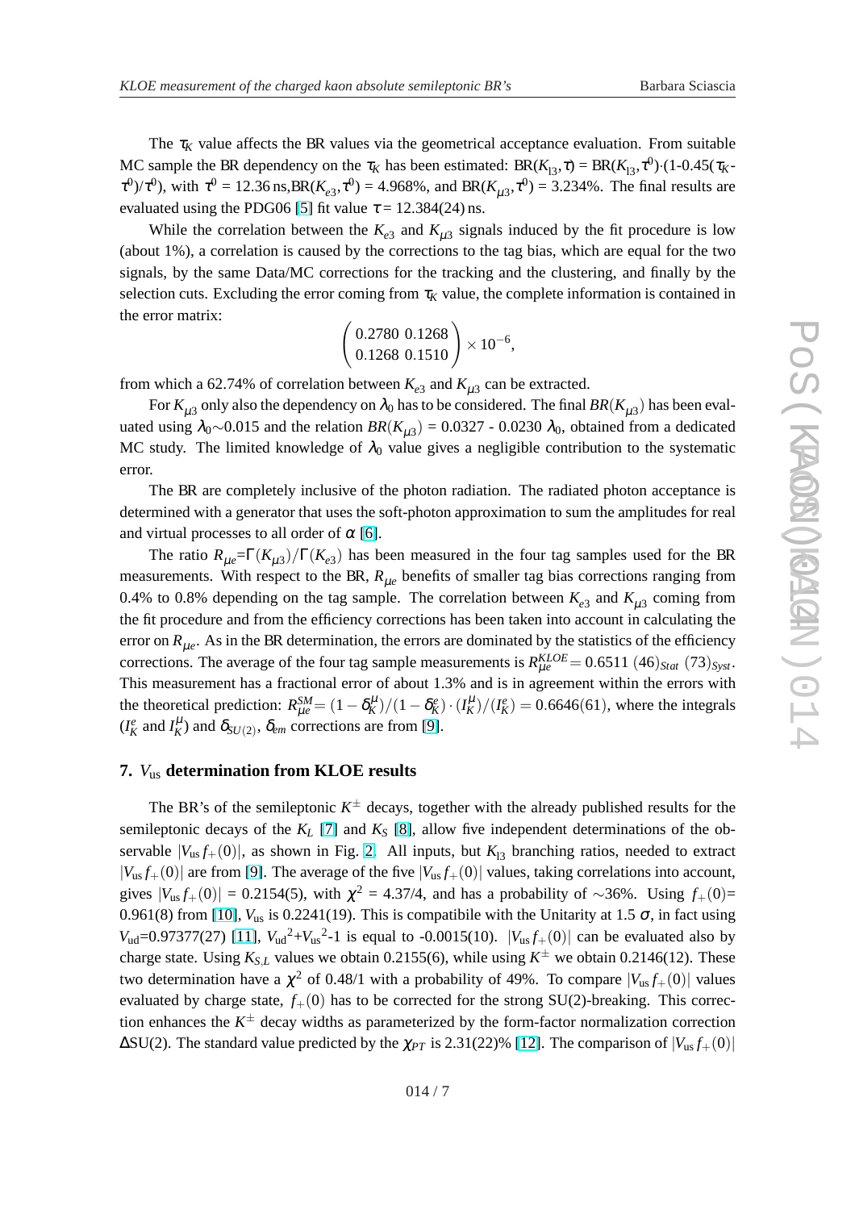The $\tau_K$ value affects the BR values via the geometrical acceptance evaluation. From suitable MC sample the BR dependency on the $\tau_K$ has been estimated: BR($K_{l3},\tau$) = BR($K_{l3},\tau^0$)·(1-0.45($\tau_K$-$\tau^0$)/$\tau^0$), with $\tau^0$ = 12.36 ns,BR($K_{e3},\tau^0$) = 4.968%, and BR($K_{\mu3},\tau^0$) = 3.234%. The final results are evaluated using the PDG06 [5] fit value $\tau$ = 12.384(24) ns.

While the correlation between the $K_{e3}$ and $K_{\mu3}$ signals induced by the fit procedure is low (about 1%), a correlation is caused by the corrections to the tag bias, which are equal for the two signals, by the same Data/MC corrections for the tracking and the clustering, and finally by the selection cuts. Excluding the error coming from $\tau_K$ value, the complete information is contained in the error matrix:

$$\begin{pmatrix} 0.2780 & 0.1268 \\ 0.1268 & 0.1510 \end{pmatrix} \times 10^{-6},$$

from which a 62.74% of correlation between $K_{e3}$ and $K_{\mu3}$ can be extracted.

For $K_{\mu3}$ only also the dependency on $\lambda_0$ has to be considered. The final $BR(K_{\mu3})$ has been evaluated using $\lambda_0 \sim 0.015$ and the relation $BR(K_{\mu3})$ = 0.0327 - 0.0230 $\lambda_0$, obtained from a dedicated MC study. The limited knowledge of $\lambda_0$ value gives a negligible contribution to the systematic error.

The BR are completely inclusive of the photon radiation. The radiated photon acceptance is determined with a generator that uses the soft-photon approximation to sum the amplitudes for real and virtual processes to all order of $\alpha$ [6].

The ratio $R_{\mu e}=\Gamma(K_{\mu3})/\Gamma(K_{e3})$ has been measured in the four tag samples used for the BR measurements. With respect to the BR, $R_{\mu e}$ benefits of smaller tag bias corrections ranging from 0.4% to 0.8% depending on the tag sample. The correlation between $K_{e3}$ and $K_{\mu3}$ coming from the fit procedure and from the efficiency corrections has been taken into account in calculating the error on $R_{\mu e}$. As in the BR determination, the errors are dominated by the statistics of the efficiency corrections. The average of the four tag sample measurements is $R_{\mu e}^{KLOE} = 0.6511\ (46)_{Stat}\ (73)_{Syst}$. This measurement has a fractional error of about 1.3% and is in agreement within the errors with the theoretical prediction: $R_{\mu e}^{SM} = (1-\delta_K^{\mu})/(1-\delta_K^{e}) \cdot (I_K^{\mu})/(I_K^{e}) = 0.6646(61)$, where the integrals ($I_K^e$ and $I_K^{\mu}$) and $\delta_{SU(2)}$, $\delta_{em}$ corrections are from [9].

## 7. $V_{us}$ determination from KLOE results

The BR's of the semileptonic $K^{\pm}$ decays, together with the already published results for the semileptonic decays of the $K_L$ [7] and $K_S$ [8], allow five independent determinations of the observable $|V_{us} f_+(0)|$, as shown in Fig. 2. All inputs, but $K_{l3}$ branching ratios, needed to extract $|V_{us} f_+(0)|$ are from [9]. The average of the five $|V_{us} f_+(0)|$ values, taking correlations into account, gives $|V_{us} f_+(0)|$ = 0.2154(5), with $\chi^2$ = 4.37/4, and has a probability of $\sim$36%. Using $f_+(0)$= 0.961(8) from [10], $V_{us}$ is 0.2241(19). This is compatibile with the Unitarity at 1.5 $\sigma$, in fact using $V_{ud}$=0.97377(27) [11], $V_{ud}^2$+$V_{us}^2$-1 is equal to -0.0015(10). $|V_{us} f_+(0)|$ can be evaluated also by charge state. Using $K_{S,L}$ values we obtain 0.2155(6), while using $K^{\pm}$ we obtain 0.2146(12). These two determination have a $\chi^2$ of 0.48/1 with a probability of 49%. To compare $|V_{us} f_+(0)|$ values evaluated by charge state, $f_+(0)$ has to be corrected for the strong SU(2)-breaking. This correction enhances the $K^{\pm}$ decay widths as parameterized by the form-factor normalization correction $\Delta$SU(2). The standard value predicted by the $\chi_{PT}$ is 2.31(22)% [12]. The comparison of $|V_{us} f_+(0)|$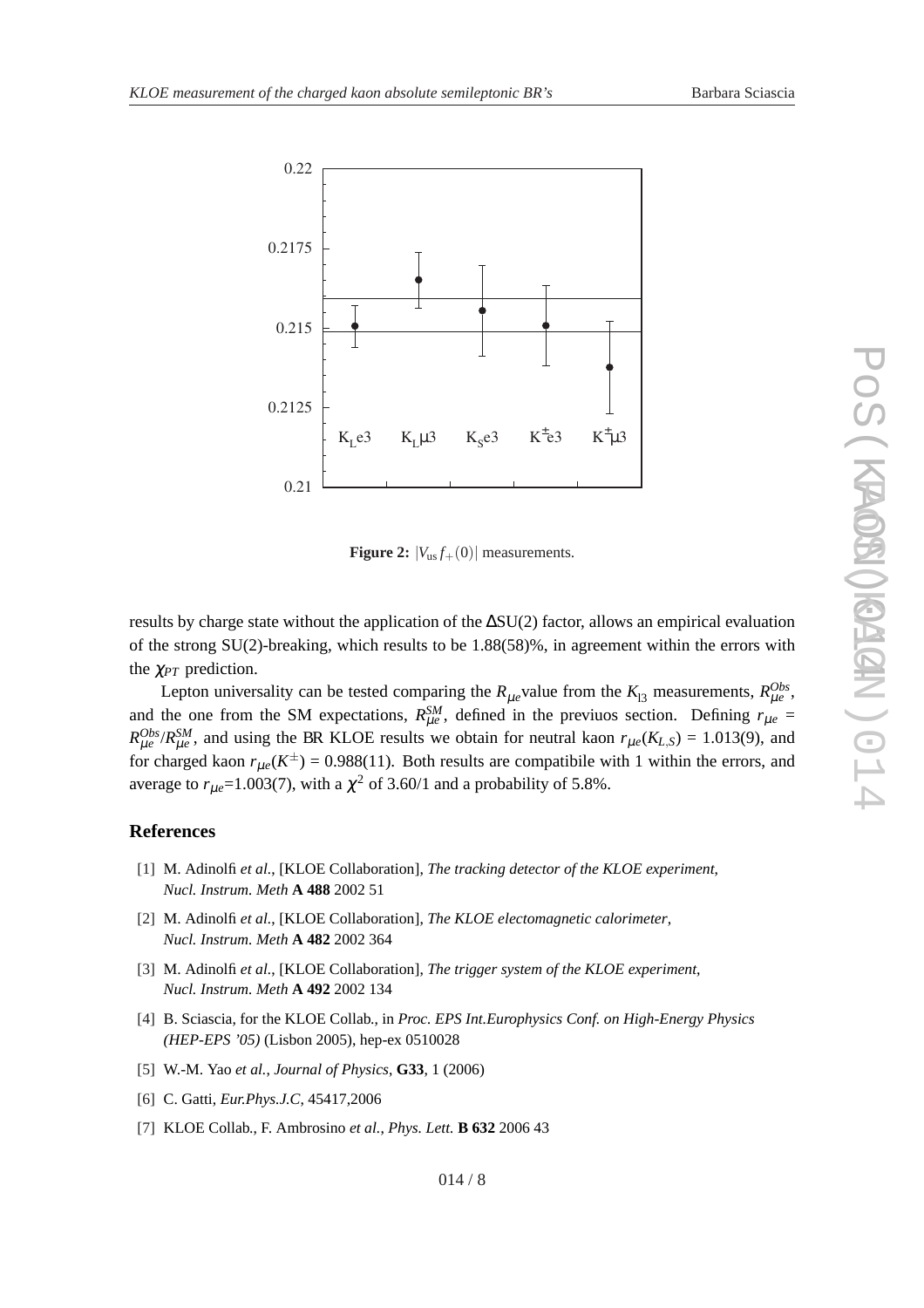**Figure 2:** $|V_{us} f_+(0)|$ measurements.

results by charge state without the application of the $\Delta$SU(2) factor, allows an empirical evaluation of the strong SU(2)-breaking, which results to be 1.88(58)%, in agreement within the errors with the $\chi_{PT}$ prediction.

Lepton universality can be tested comparing the $R_{\mu e}$value from the $K_{l3}$ measurements, $R_{\mu e}^{Obs}$, and the one from the SM expectations, $R_{\mu e}^{SM}$, defined in the previuos section. Defining $r_{\mu e} = R_{\mu e}^{Obs}/R_{\mu e}^{SM}$, and using the BR KLOE results we obtain for neutral kaon $r_{\mu e}(K_{L,S})$ = 1.013(9), and for charged kaon $r_{\mu e}(K^{\pm})$ = 0.988(11). Both results are compatibile with 1 within the errors, and average to $r_{\mu e}$=1.003(7), with a $\chi^2$ of 3.60/1 and a probability of 5.8%.

## References

[1] M. Adinolfi *et al.*, [KLOE Collaboration], *The tracking detector of the KLOE experiment, Nucl. Instrum. Meth* **A 488** 2002 51

[2] M. Adinolfi *et al.*, [KLOE Collaboration], *The KLOE electomagnetic calorimeter, Nucl. Instrum. Meth* **A 482** 2002 364

[3] M. Adinolfi *et al.*, [KLOE Collaboration], *The trigger system of the KLOE experiment, Nucl. Instrum. Meth* **A 492** 2002 134

[4] B. Sciascia, for the KLOE Collab., in *Proc. EPS Int.Europhysics Conf. on High-Energy Physics (HEP-EPS '05)* (Lisbon 2005), hep-ex 0510028

[5] W.-M. Yao *et al., Journal of Physics*, **G33**, 1 (2006)

[6] C. Gatti, *Eur.Phys.J.C*, 45417,2006

[7] KLOE Collab., F. Ambrosino *et al., Phys. Lett.* **B 632** 2006 43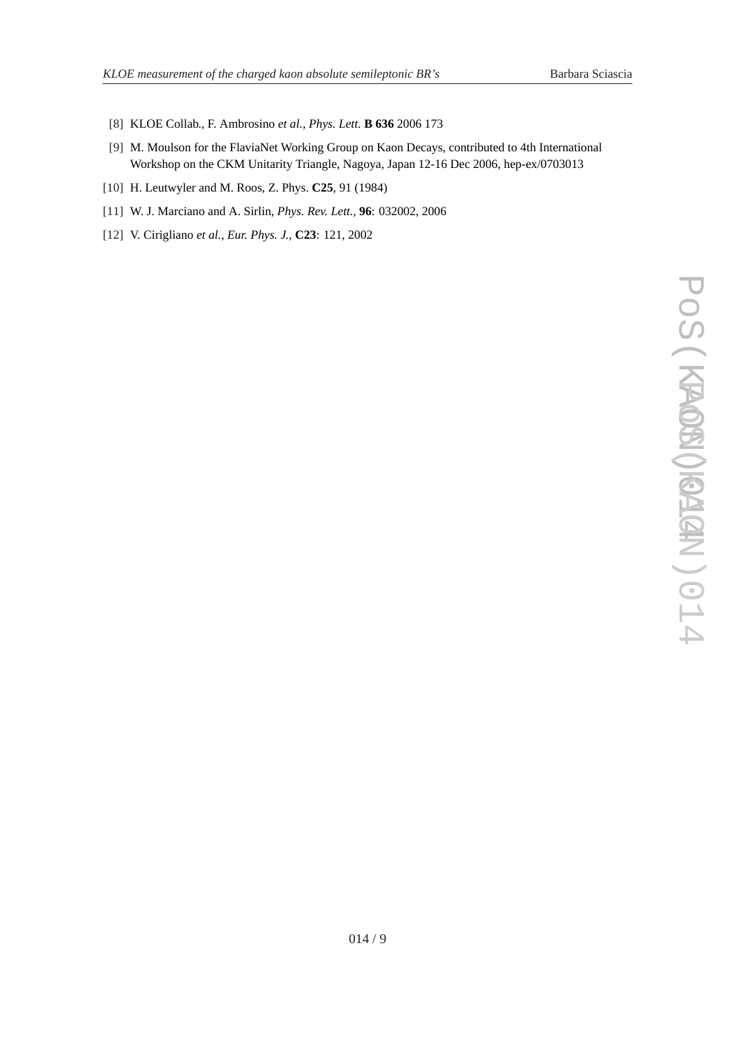[8] KLOE Collab., F. Ambrosino *et al.*, *Phys. Lett.* **B 636** 2006 173

[9] M. Moulson for the FlaviaNet Working Group on Kaon Decays, contributed to 4th International Workshop on the CKM Unitarity Triangle, Nagoya, Japan 12-16 Dec 2006, hep-ex/0703013

[10] H. Leutwyler and M. Roos, Z. Phys. **C25**, 91 (1984)

[11] W. J. Marciano and A. Sirlin, *Phys. Rev. Lett.*, **96**: 032002, 2006

[12] V. Cirigliano *et al.*, *Eur. Phys. J.*, **C23**: 121, 2002